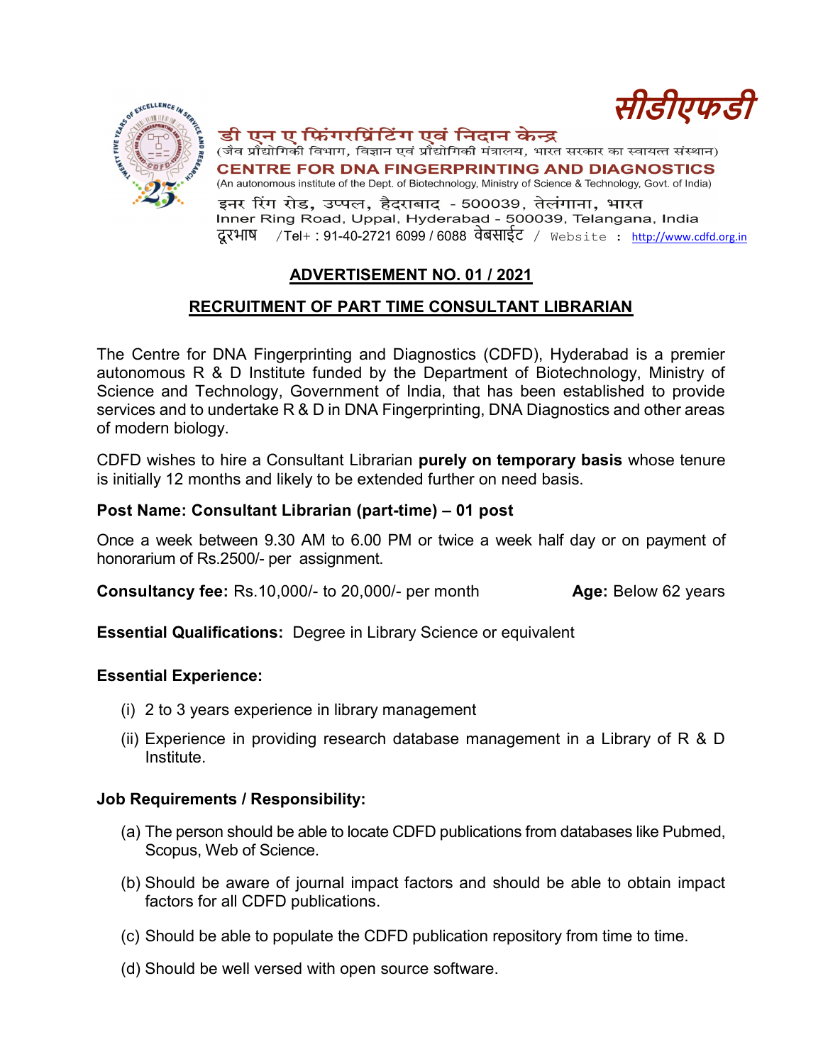सीडीएफडी

**डी एन ए फिंगरप्रिंटिंग एवं निदान केन्द्र**

(जैव प्रौद्योगिकी विभाग, विज्ञान एवं प्रौद्योगिकी मंत्रालय, भारत सरकार का स्वायत्त संस्थान)

**CENTRE FOR DNA FINGERPRINTING AND DIAGNOSTICS**

(An autonomous institute of the Dept. of Biotechnology, Ministry of Science & Technology, Govt. of India)

इनर रिंग रोड, उप्पल, हैदराबाद - 500039, तेलंगाना, भारत

Inner Ring Road, Uppal, Hyderabad - 500039, Telangana, India

दूरभाष /Tel+ : 91-40-2721 6099 / 6088 वेबसाईट / Website : http://www.cdfd.org.in

## ADVERTISEMENT NO. 01 / 2021

## RECRUITMENT OF PART TIME CONSULTANT LIBRARIAN

The Centre for DNA Fingerprinting and Diagnostics (CDFD), Hyderabad is a premier autonomous R & D Institute funded by the Department of Biotechnology, Ministry of Science and Technology, Government of India, that has been established to provide services and to undertake R & D in DNA Fingerprinting, DNA Diagnostics and other areas of modern biology.

CDFD wishes to hire a Consultant Librarian **purely on temporary basis** whose tenure is initially 12 months and likely to be extended further on need basis.

**Post Name: Consultant Librarian (part-time) – 01 post**

Once a week between 9.30 AM to 6.00 PM or twice a week half day or on payment of honorarium of Rs.2500/- per assignment.

**Consultancy fee:** Rs.10,000/- to 20,000/- per month **Age:** Below 62 years

**Essential Qualifications:** Degree in Library Science or equivalent

**Essential Experience:**

(i) 2 to 3 years experience in library management

(ii) Experience in providing research database management in a Library of R & D Institute.

**Job Requirements / Responsibility:**

(a) The person should be able to locate CDFD publications from databases like Pubmed, Scopus, Web of Science.

(b) Should be aware of journal impact factors and should be able to obtain impact factors for all CDFD publications.

(c) Should be able to populate the CDFD publication repository from time to time.

(d) Should be well versed with open source software.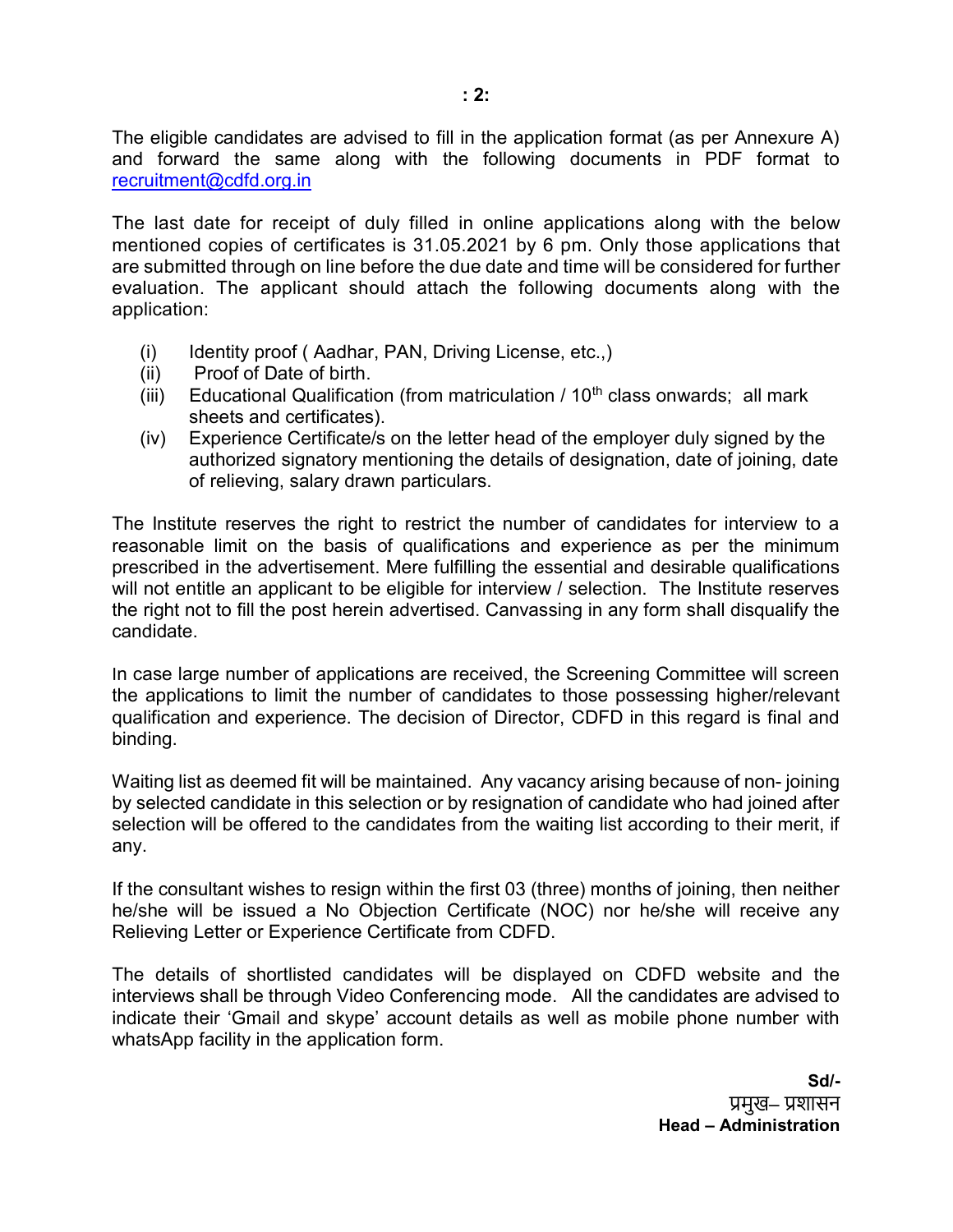The eligible candidates are advised to fill in the application format (as per Annexure A) and forward the same along with the following documents in PDF format to recruitment@cdfd.org.in

The last date for receipt of duly filled in online applications along with the below mentioned copies of certificates is 31.05.2021 by 6 pm. Only those applications that are submitted through on line before the due date and time will be considered for further evaluation. The applicant should attach the following documents along with the application:

(i) Identity proof ( Aadhar, PAN, Driving License, etc.,)
(ii) Proof of Date of birth.
(iii) Educational Qualification (from matriculation / 10th class onwards; all mark sheets and certificates).
(iv) Experience Certificate/s on the letter head of the employer duly signed by the authorized signatory mentioning the details of designation, date of joining, date of relieving, salary drawn particulars.

The Institute reserves the right to restrict the number of candidates for interview to a reasonable limit on the basis of qualifications and experience as per the minimum prescribed in the advertisement. Mere fulfilling the essential and desirable qualifications will not entitle an applicant to be eligible for interview / selection. The Institute reserves the right not to fill the post herein advertised. Canvassing in any form shall disqualify the candidate.

In case large number of applications are received, the Screening Committee will screen the applications to limit the number of candidates to those possessing higher/relevant qualification and experience. The decision of Director, CDFD in this regard is final and binding.

Waiting list as deemed fit will be maintained. Any vacancy arising because of non- joining by selected candidate in this selection or by resignation of candidate who had joined after selection will be offered to the candidates from the waiting list according to their merit, if any.

If the consultant wishes to resign within the first 03 (three) months of joining, then neither he/she will be issued a No Objection Certificate (NOC) nor he/she will receive any Relieving Letter or Experience Certificate from CDFD.

The details of shortlisted candidates will be displayed on CDFD website and the interviews shall be through Video Conferencing mode. All the candidates are advised to indicate their 'Gmail and skype' account details as well as mobile phone number with whatsApp facility in the application form.

**Sd/-**
प्रमुख– प्रशासन
**Head – Administration**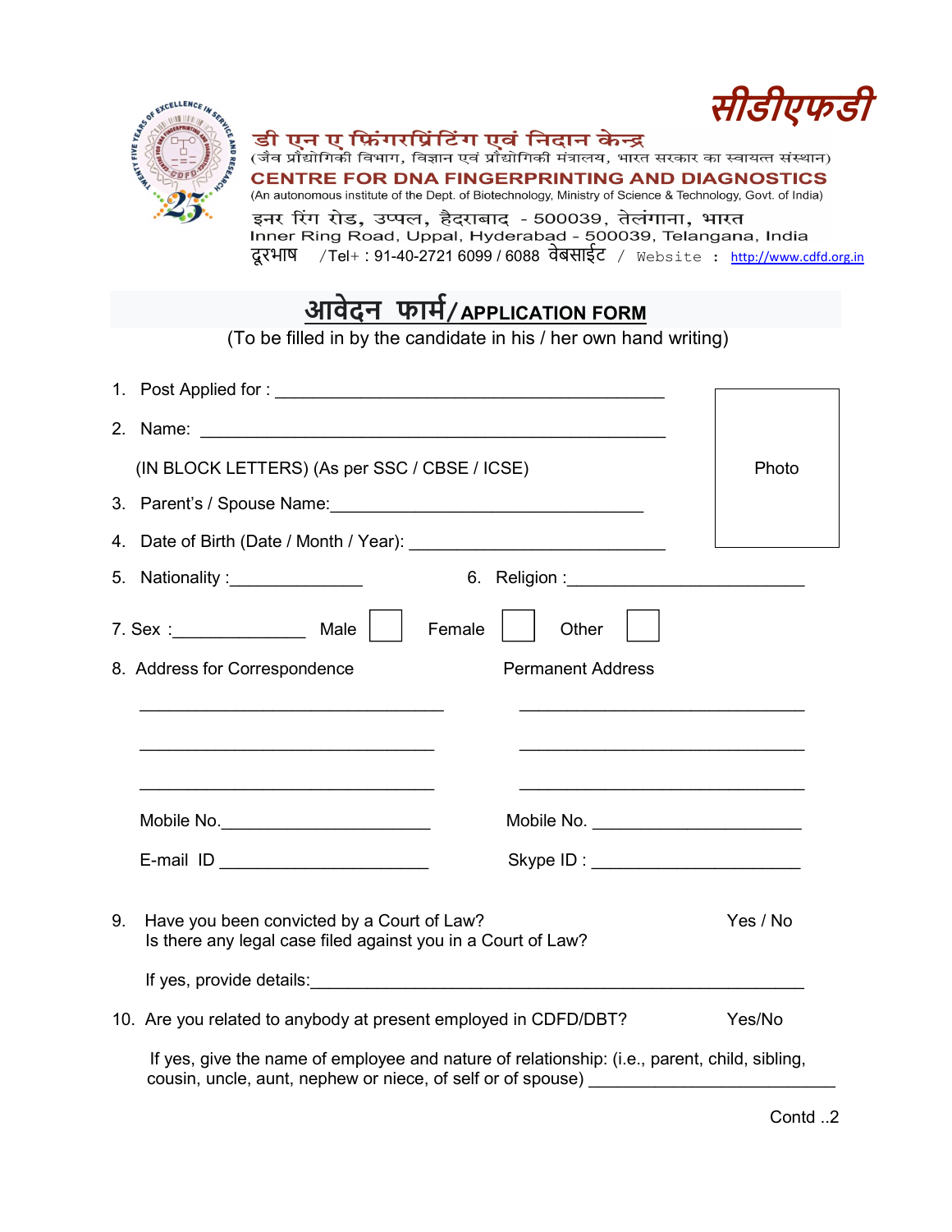सीडीएफडी

डी एन ए फिंगरप्रिंटिंग एवं निदान केन्द्र

(जैव प्रौद्योगिकी विभाग, विज्ञान एवं प्रौद्योगिकी मंत्रालय, भारत सरकार का स्वायत्त संस्थान)

**CENTRE FOR DNA FINGERPRINTING AND DIAGNOSTICS**

(An autonomous institute of the Dept. of Biotechnology, Ministry of Science & Technology, Govt. of India)

इनर रिंग रोड, उप्पल, हैदराबाद - 500039, तेलंगाना, भारत

Inner Ring Road, Uppal, Hyderabad - 500039, Telangana, India

दूरभाष /Tel+ : 91-40-2721 6099 / 6088 वेबसाईट / Website : http://www.cdfd.org.in

# आवेदन फार्म/ APPLICATION FORM

(To be filled in by the candidate in his / her own hand writing)

Photo

1. Post Applied for : ________________________________________
2. Name: ________________________________________________

   (IN BLOCK LETTERS) (As per SSC / CBSE / ICSE)

3. Parent's / Spouse Name:________________________________
4. Date of Birth (Date / Month / Year): __________________________
5. Nationality :______________ 6. Religion :________________________
7. Sex :______________ Male ☐ Female ☐ Other ☐
8. Address for Correspondence Permanent Address

| Address for Correspondence | Permanent Address |
|---|---|
| ________________________________ | ______________________________ |
| ______________________________ | ______________________________ |
| ______________________________ | ______________________________ |
| Mobile No.______________________ | Mobile No. ______________________ |
| E-mail ID ______________________ | Skype ID : ______________________ |

9. Have you been convicted by a Court of Law? Yes / No
   Is there any legal case filed against you in a Court of Law?

   If yes, provide details:_____________________________________________________

10. Are you related to anybody at present employed in CDFD/DBT? Yes/No

    If yes, give the name of employee and nature of relationship: (i.e., parent, child, sibling, cousin, uncle, aunt, nephew or niece, of self or of spouse) _________________________

Contd ..2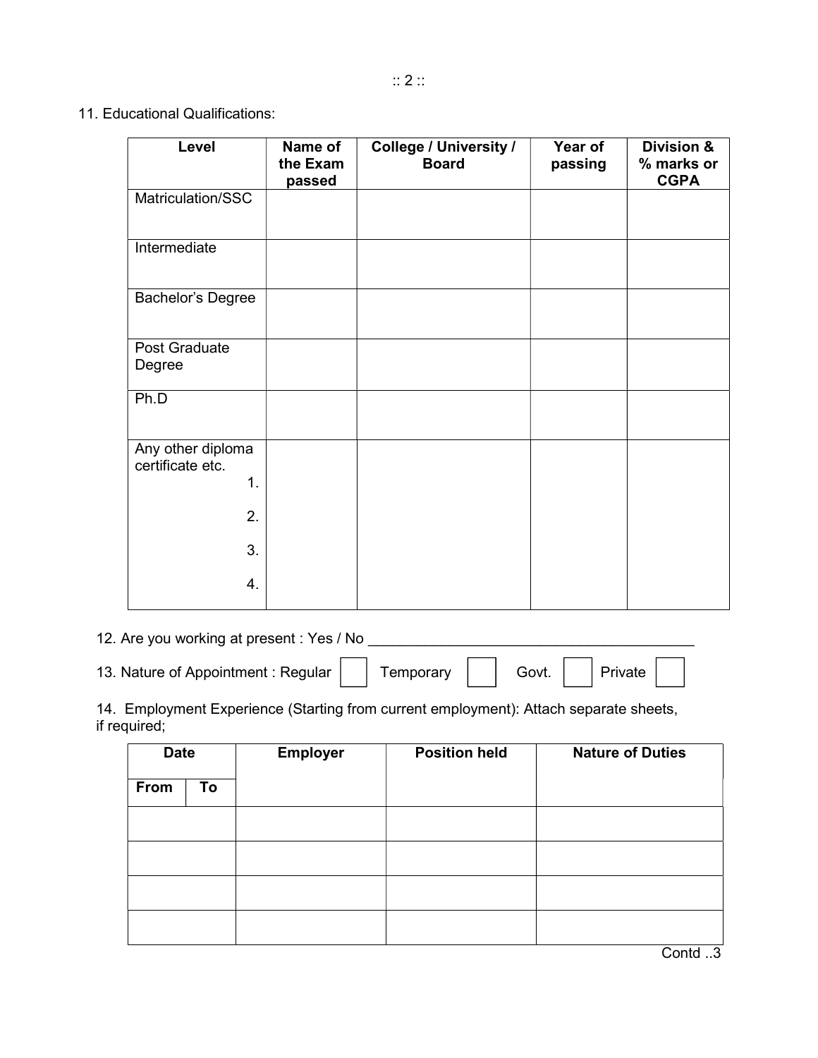11. Educational Qualifications:

| Level | Name of the Exam passed | College / University / Board | Year of passing | Division & % marks or CGPA |
|---|---|---|---|---|
| Matriculation/SSC | | | | |
| Intermediate | | | | |
| Bachelor's Degree | | | | |
| Post Graduate Degree | | | | |
| Ph.D | | | | |
| Any other diploma certificate etc. 1. 2. 3. 4. | | | | |

12. Are you working at present : Yes / No ________________________________________

13. Nature of Appointment : Regular ☐ Temporary ☐ Govt. ☐ Private ☐

14. Employment Experience (Starting from current employment): Attach separate sheets, if required;

| Date | | Employer | Position held | Nature of Duties |
|---|---|---|---|---|
| From | To | | | |
| | | | | |
| | | | | |
| | | | | |
| | | | | |

Contd ..3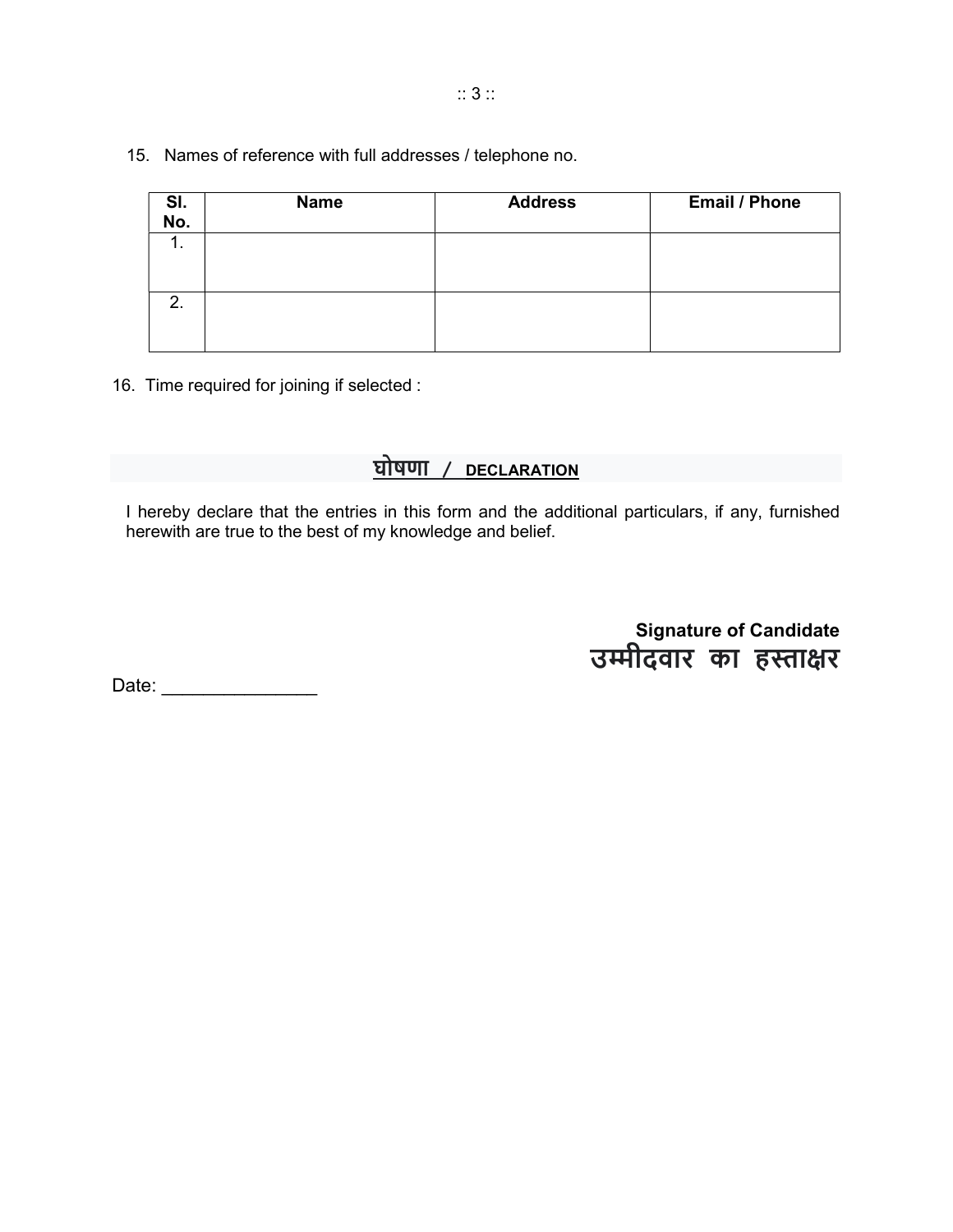15. Names of reference with full addresses / telephone no.

| Sl. No. | Name | Address | Email / Phone |
|---|---|---|---|
| 1. | | | |
| 2. | | | |

16. Time required for joining if selected :

## घोषणा / DECLARATION

I hereby declare that the entries in this form and the additional particulars, if any, furnished herewith are true to the best of my knowledge and belief.

**Signature of Candidate**
**उम्मीदवार का हस्ताक्षर**

Date: _______________